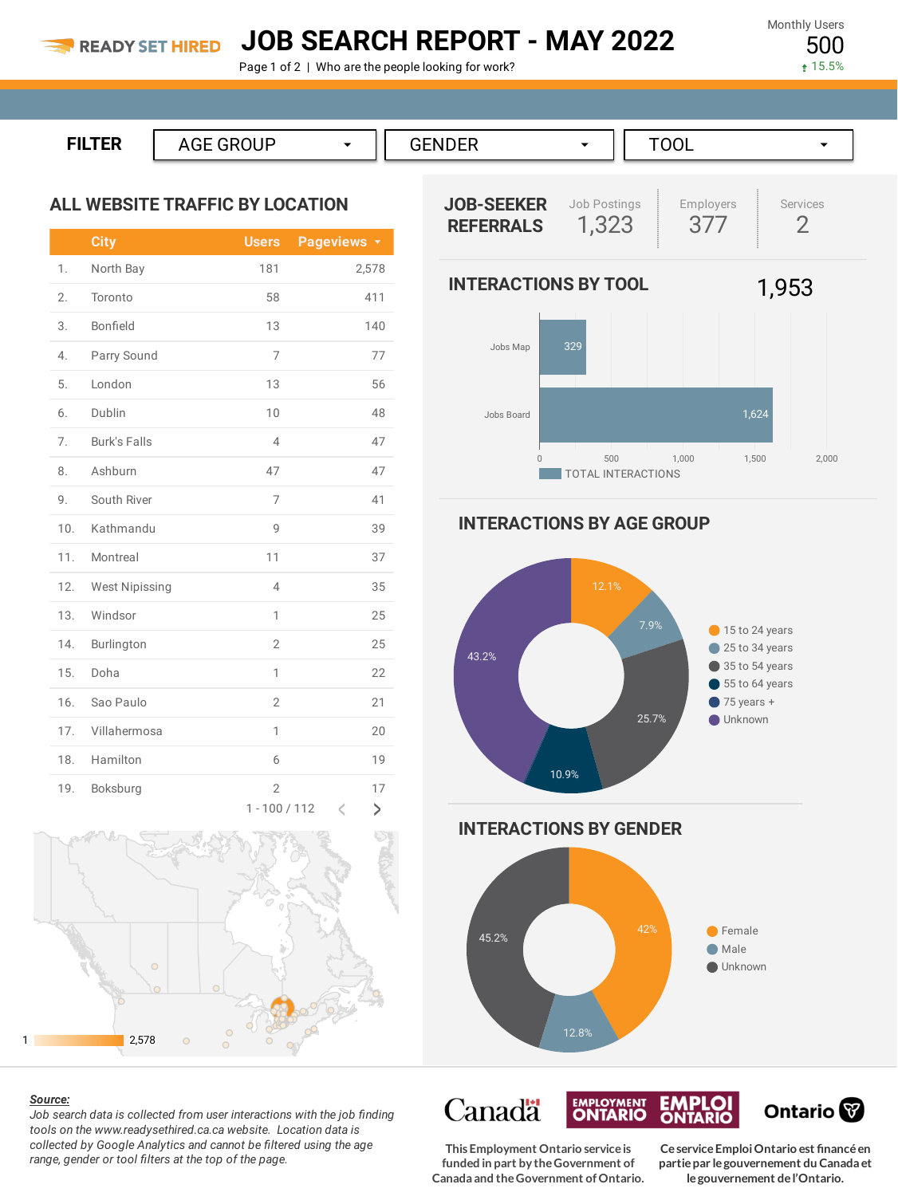# JOB SEARCH REPORT - MAY 2022

READY SET HIRED

Page 1 of 2 | Who are the people looking for work?

Monthly Users
500
↑ 15.5%

**FILTER** AGE GROUP | GENDER | TOOL

## ALL WEBSITE TRAFFIC BY LOCATION

| | City | Users | Pageviews |
|---|---|---|---|
| 1. | North Bay | 181 | 2,578 |
| 2. | Toronto | 58 | 411 |
| 3. | Bonfield | 13 | 140 |
| 4. | Parry Sound | 7 | 77 |
| 5. | London | 13 | 56 |
| 6. | Dublin | 10 | 48 |
| 7. | Burk's Falls | 4 | 47 |
| 8. | Ashburn | 47 | 47 |
| 9. | South River | 7 | 41 |
| 10. | Kathmandu | 9 | 39 |
| 11. | Montreal | 11 | 37 |
| 12. | West Nipissing | 4 | 35 |
| 13. | Windsor | 1 | 25 |
| 14. | Burlington | 2 | 25 |
| 15. | Doha | 1 | 22 |
| 16. | Sao Paulo | 2 | 21 |
| 17. | Villahermosa | 1 | 20 |
| 18. | Hamilton | 6 | 19 |
| 19. | Boksburg | 2 | 17 |

1 - 100 / 112

Map scale: 1 – 2,578

## JOB-SEEKER REFERRALS

| Job Postings | Employers | Services |
|---|---|---|
| 1,323 | 377 | 2 |

## INTERACTIONS BY TOOL

1,953

| Tool | Total Interactions |
|---|---|
| Jobs Map | 329 |
| Jobs Board | 1,624 |

## INTERACTIONS BY AGE GROUP

| Age Group | Share |
|---|---|
| 15 to 24 years | 12.1% |
| 25 to 34 years | 7.9% |
| 35 to 54 years | 25.7% |
| 55 to 64 years | 10.9% |
| 75 years + | |
| Unknown | 43.2% |

## INTERACTIONS BY GENDER

| Gender | Share |
|---|---|
| Female | 42% |
| Male | 12.8% |
| Unknown | 45.2% |

***Source:***
*Job search data is collected from user interactions with the job finding tools on the www.readysethired.ca.ca website. Location data is collected by Google Analytics and cannot be filtered using the age range, gender or tool filters at the top of the page.*

Canada | Employment Ontario / Emploi Ontario | Ontario

This Employment Ontario service is funded in part by the Government of Canada and the Government of Ontario.

Ce service Emploi Ontario est financé en partie par le gouvernement du Canada et le gouvernement de l'Ontario.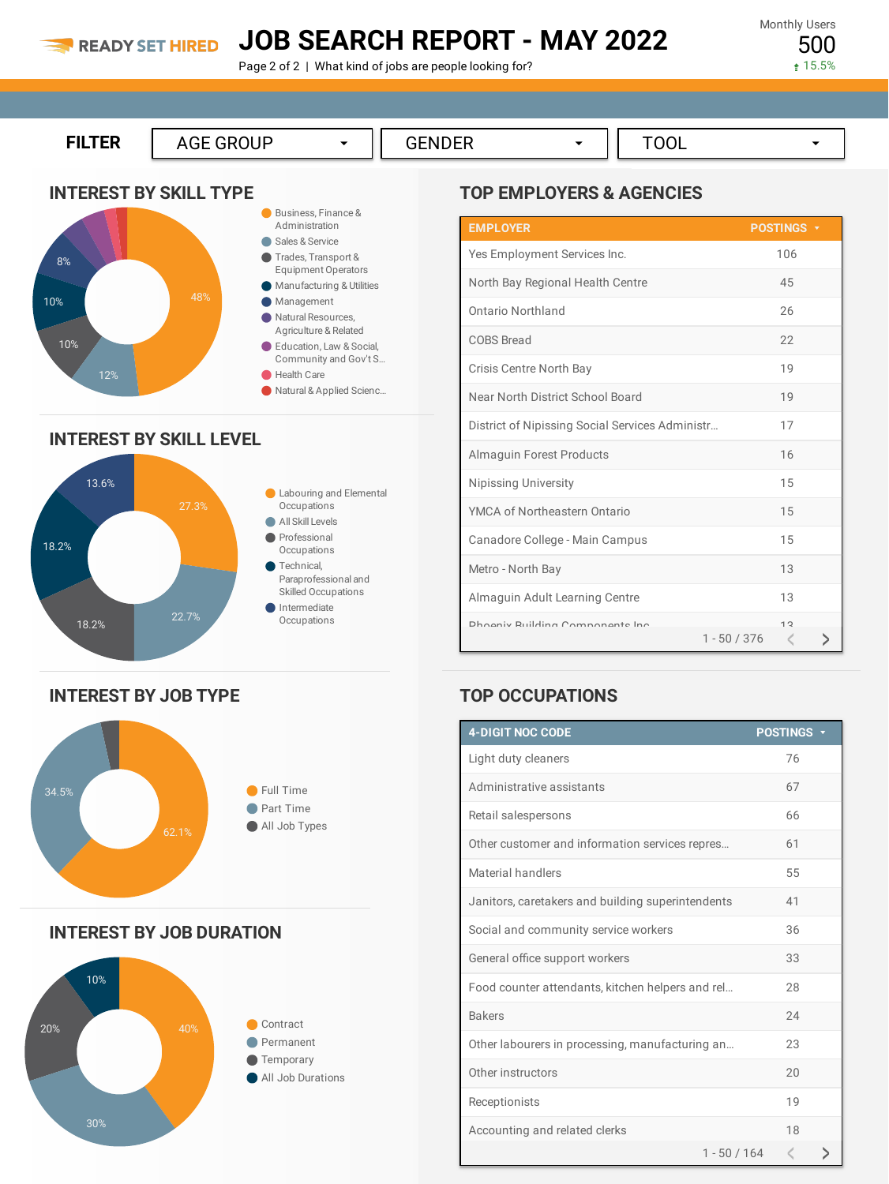READY SET HIRED

# JOB SEARCH REPORT - MAY 2022

Page 2 of 2 | What kind of jobs are people looking for?

Monthly Users
500
15.5%

FILTER: AGE GROUP | GENDER | TOOL

## INTEREST BY SKILL TYPE

48%
12%
10%
10%
8%

- Business, Finance & Administration
- Sales & Service
- Trades, Transport & Equipment Operators
- Manufacturing & Utilities
- Management
- Natural Resources, Agriculture & Related
- Education, Law & Social, Community and Gov't S...
- Health Care
- Natural & Applied Scienc...

## INTEREST BY SKILL LEVEL

27.3%
22.7%
18.2%
18.2%
13.6%

- Labouring and Elemental Occupations
- All Skill Levels
- Professional Occupations
- Technical, Paraprofessional and Skilled Occupations
- Intermediate Occupations

## INTEREST BY JOB TYPE

62.1%
34.5%

- Full Time
- Part Time
- All Job Types

## INTEREST BY JOB DURATION

40%
30%
20%
10%

- Contract
- Permanent
- Temporary
- All Job Durations

## TOP EMPLOYERS & AGENCIES

| EMPLOYER | POSTINGS |
|---|---|
| Yes Employment Services Inc. | 106 |
| North Bay Regional Health Centre | 45 |
| Ontario Northland | 26 |
| COBS Bread | 22 |
| Crisis Centre North Bay | 19 |
| Near North District School Board | 19 |
| District of Nipissing Social Services Administr... | 17 |
| Almaguin Forest Products | 16 |
| Nipissing University | 15 |
| YMCA of Northeastern Ontario | 15 |
| Canadore College - Main Campus | 15 |
| Metro - North Bay | 13 |
| Almaguin Adult Learning Centre | 13 |
| Phoenix Building Components Inc | 13 |

1 - 50 / 376

## TOP OCCUPATIONS

| 4-DIGIT NOC CODE | POSTINGS |
|---|---|
| Light duty cleaners | 76 |
| Administrative assistants | 67 |
| Retail salespersons | 66 |
| Other customer and information services repres... | 61 |
| Material handlers | 55 |
| Janitors, caretakers and building superintendents | 41 |
| Social and community service workers | 36 |
| General office support workers | 33 |
| Food counter attendants, kitchen helpers and rel... | 28 |
| Bakers | 24 |
| Other labourers in processing, manufacturing an... | 23 |
| Other instructors | 20 |
| Receptionists | 19 |
| Accounting and related clerks | 18 |

1 - 50 / 164